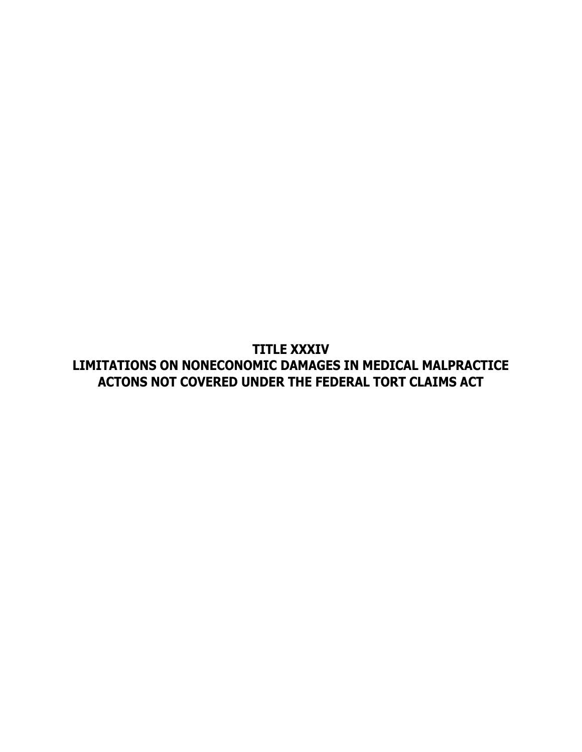# TITLE XXXIV
# LIMITATIONS ON NONECONOMIC DAMAGES IN MEDICAL MALPRACTICE ACTONS NOT COVERED UNDER THE FEDERAL TORT CLAIMS ACT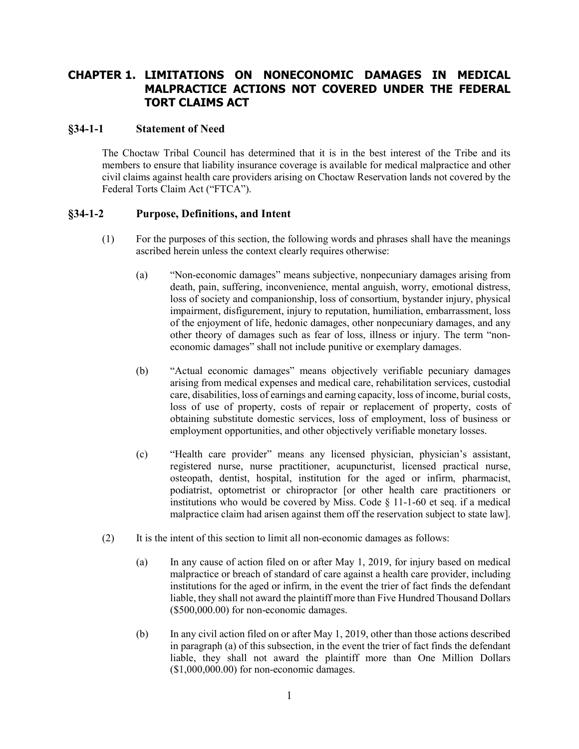# CHAPTER 1. LIMITATIONS ON NONECONOMIC DAMAGES IN MEDICAL MALPRACTICE ACTIONS NOT COVERED UNDER THE FEDERAL TORT CLAIMS ACT

## §34-1-1 Statement of Need

The Choctaw Tribal Council has determined that it is in the best interest of the Tribe and its members to ensure that liability insurance coverage is available for medical malpractice and other civil claims against health care providers arising on Choctaw Reservation lands not covered by the Federal Torts Claim Act ("FTCA").

## §34-1-2 Purpose, Definitions, and Intent

(1) For the purposes of this section, the following words and phrases shall have the meanings ascribed herein unless the context clearly requires otherwise:

(a) "Non-economic damages" means subjective, nonpecuniary damages arising from death, pain, suffering, inconvenience, mental anguish, worry, emotional distress, loss of society and companionship, loss of consortium, bystander injury, physical impairment, disfigurement, injury to reputation, humiliation, embarrassment, loss of the enjoyment of life, hedonic damages, other nonpecuniary damages, and any other theory of damages such as fear of loss, illness or injury. The term "non-economic damages" shall not include punitive or exemplary damages.

(b) "Actual economic damages" means objectively verifiable pecuniary damages arising from medical expenses and medical care, rehabilitation services, custodial care, disabilities, loss of earnings and earning capacity, loss of income, burial costs, loss of use of property, costs of repair or replacement of property, costs of obtaining substitute domestic services, loss of employment, loss of business or employment opportunities, and other objectively verifiable monetary losses.

(c) "Health care provider" means any licensed physician, physician's assistant, registered nurse, nurse practitioner, acupuncturist, licensed practical nurse, osteopath, dentist, hospital, institution for the aged or infirm, pharmacist, podiatrist, optometrist or chiropractor [or other health care practitioners or institutions who would be covered by Miss. Code § 11-1-60 et seq. if a medical malpractice claim had arisen against them off the reservation subject to state law].

(2) It is the intent of this section to limit all non-economic damages as follows:

(a) In any cause of action filed on or after May 1, 2019, for injury based on medical malpractice or breach of standard of care against a health care provider, including institutions for the aged or infirm, in the event the trier of fact finds the defendant liable, they shall not award the plaintiff more than Five Hundred Thousand Dollars ($500,000.00) for non-economic damages.

(b) In any civil action filed on or after May 1, 2019, other than those actions described in paragraph (a) of this subsection, in the event the trier of fact finds the defendant liable, they shall not award the plaintiff more than One Million Dollars ($1,000,000.00) for non-economic damages.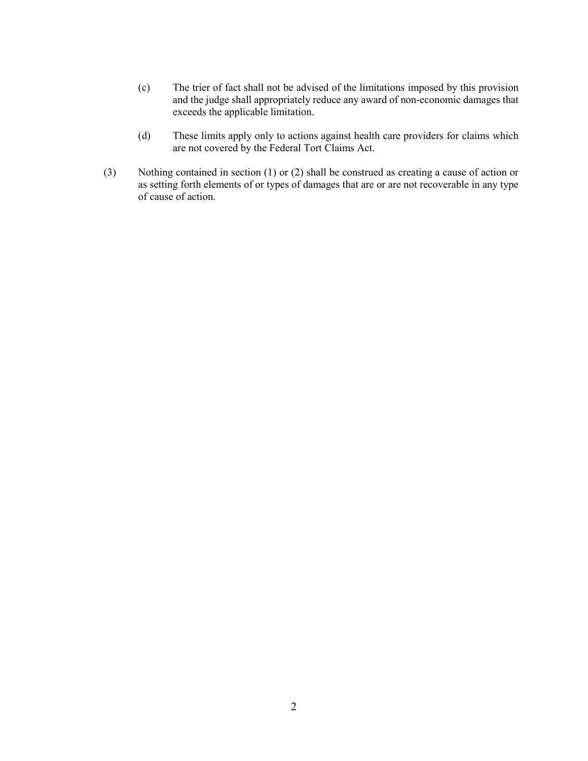(c) The trier of fact shall not be advised of the limitations imposed by this provision and the judge shall appropriately reduce any award of non-economic damages that exceeds the applicable limitation.

(d) These limits apply only to actions against health care providers for claims which are not covered by the Federal Tort Claims Act.

(3) Nothing contained in section (1) or (2) shall be construed as creating a cause of action or as setting forth elements of or types of damages that are or are not recoverable in any type of cause of action.